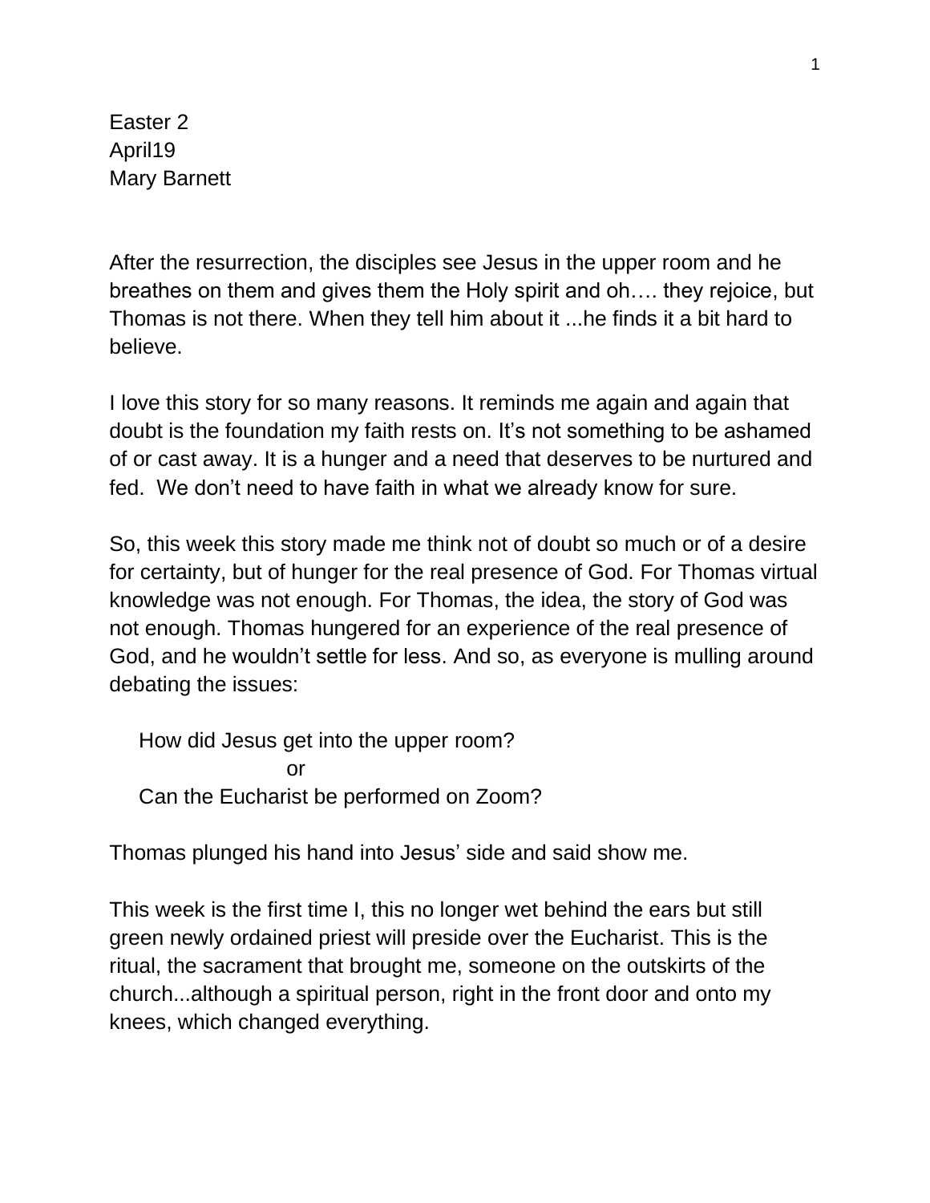Easter 2
April19
Mary Barnett

After the resurrection, the disciples see Jesus in the upper room and he breathes on them and gives them the Holy spirit and oh…. they rejoice, but Thomas is not there. When they tell him about it ...he finds it a bit hard to believe.

I love this story for so many reasons. It reminds me again and again that doubt is the foundation my faith rests on. It's not something to be ashamed of or cast away. It is a hunger and a need that deserves to be nurtured and fed. We don't need to have faith in what we already know for sure.

So, this week this story made me think not of doubt so much or of a desire for certainty, but of hunger for the real presence of God. For Thomas virtual knowledge was not enough. For Thomas, the idea, the story of God was not enough. Thomas hungered for an experience of the real presence of God, and he wouldn't settle for less. And so, as everyone is mulling around debating the issues:

How did Jesus get into the upper room?
or
Can the Eucharist be performed on Zoom?

Thomas plunged his hand into Jesus' side and said show me.

This week is the first time I, this no longer wet behind the ears but still green newly ordained priest will preside over the Eucharist. This is the ritual, the sacrament that brought me, someone on the outskirts of the church...although a spiritual person, right in the front door and onto my knees, which changed everything.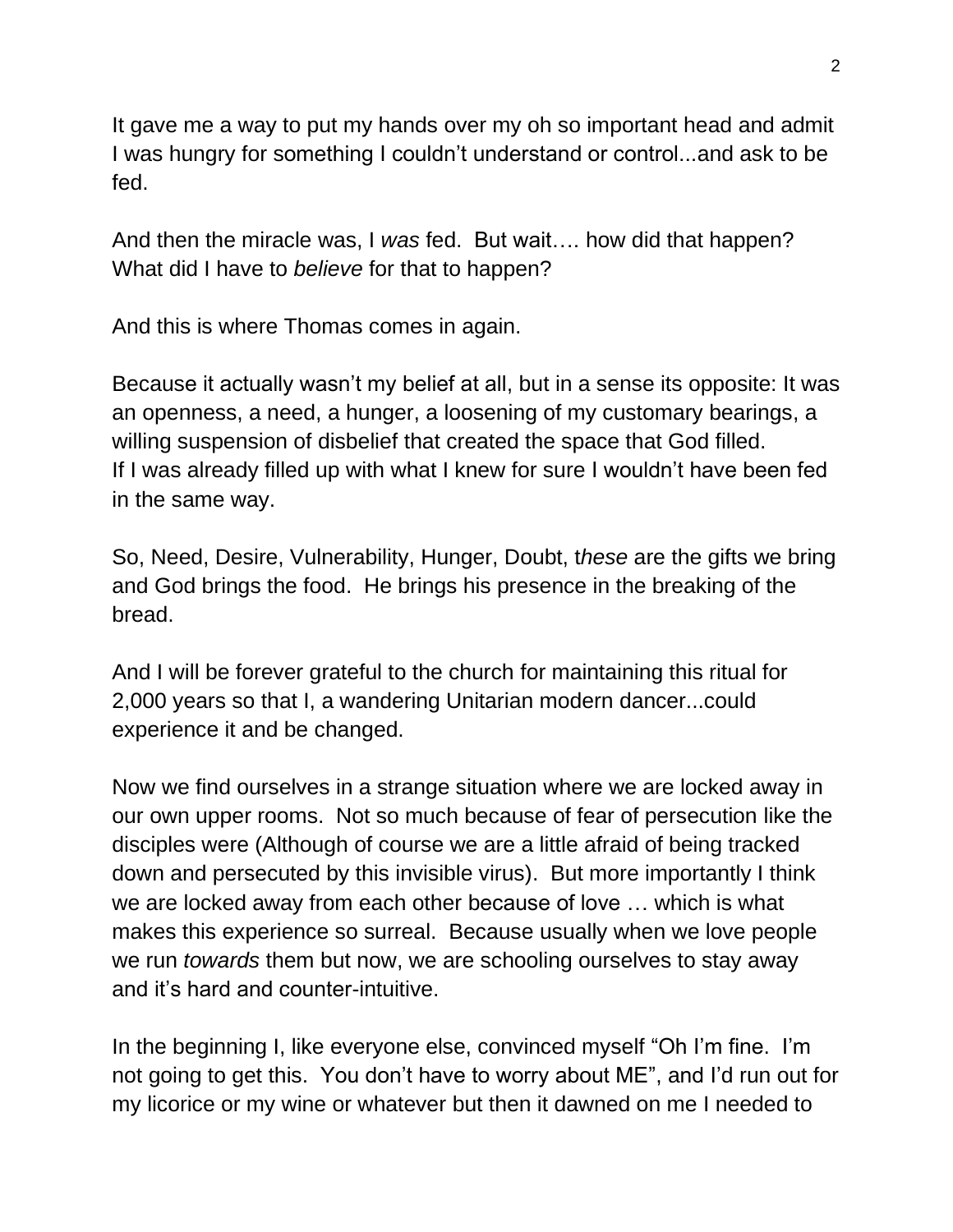It gave me a way to put my hands over my oh so important head and admit I was hungry for something I couldn't understand or control...and ask to be fed.

And then the miracle was, I *was* fed. But wait…. how did that happen? What did I have to *believe* for that to happen?

And this is where Thomas comes in again.

Because it actually wasn't my belief at all, but in a sense its opposite: It was an openness, a need, a hunger, a loosening of my customary bearings, a willing suspension of disbelief that created the space that God filled. If I was already filled up with what I knew for sure I wouldn't have been fed in the same way.

So, Need, Desire, Vulnerability, Hunger, Doubt, t*hese* are the gifts we bring and God brings the food. He brings his presence in the breaking of the bread.

And I will be forever grateful to the church for maintaining this ritual for 2,000 years so that I, a wandering Unitarian modern dancer...could experience it and be changed.

Now we find ourselves in a strange situation where we are locked away in our own upper rooms. Not so much because of fear of persecution like the disciples were (Although of course we are a little afraid of being tracked down and persecuted by this invisible virus). But more importantly I think we are locked away from each other because of love … which is what makes this experience so surreal. Because usually when we love people we run *towards* them but now, we are schooling ourselves to stay away and it's hard and counter-intuitive.

In the beginning I, like everyone else, convinced myself "Oh I'm fine. I'm not going to get this. You don't have to worry about ME", and I'd run out for my licorice or my wine or whatever but then it dawned on me I needed to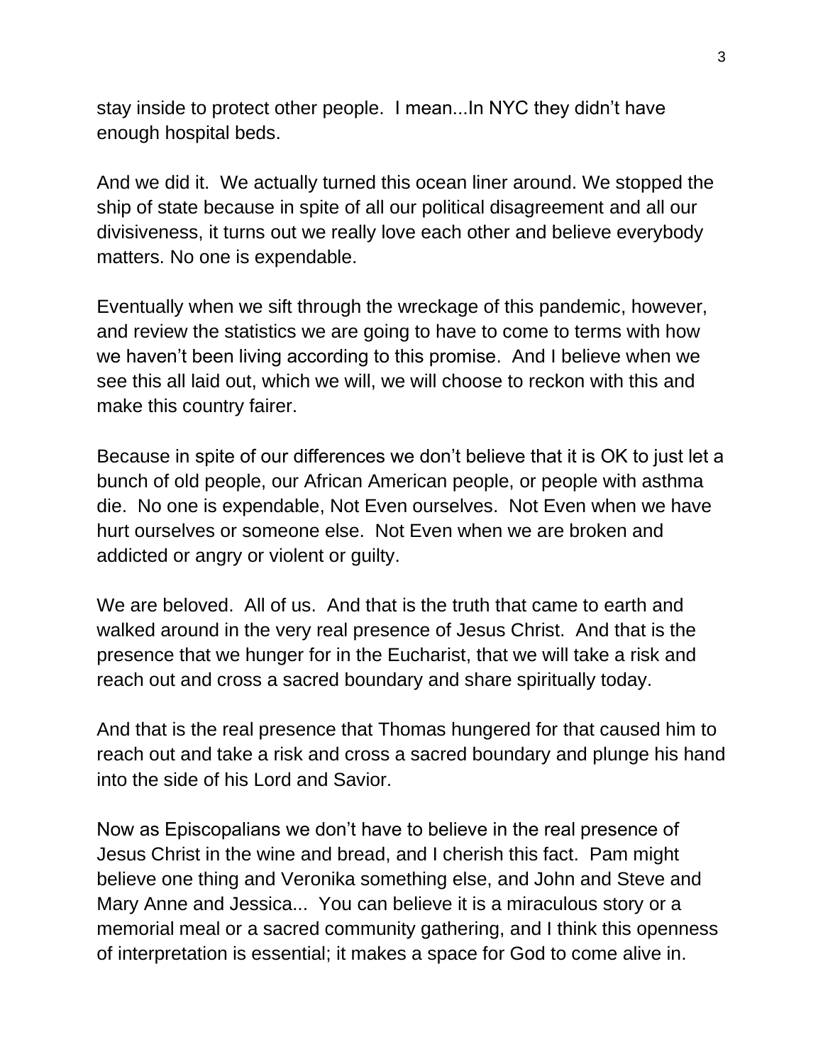stay inside to protect other people. I mean...In NYC they didn't have enough hospital beds.

And we did it. We actually turned this ocean liner around. We stopped the ship of state because in spite of all our political disagreement and all our divisiveness, it turns out we really love each other and believe everybody matters. No one is expendable.

Eventually when we sift through the wreckage of this pandemic, however, and review the statistics we are going to have to come to terms with how we haven't been living according to this promise. And I believe when we see this all laid out, which we will, we will choose to reckon with this and make this country fairer.

Because in spite of our differences we don't believe that it is OK to just let a bunch of old people, our African American people, or people with asthma die. No one is expendable, Not Even ourselves. Not Even when we have hurt ourselves or someone else. Not Even when we are broken and addicted or angry or violent or guilty.

We are beloved. All of us. And that is the truth that came to earth and walked around in the very real presence of Jesus Christ. And that is the presence that we hunger for in the Eucharist, that we will take a risk and reach out and cross a sacred boundary and share spiritually today.

And that is the real presence that Thomas hungered for that caused him to reach out and take a risk and cross a sacred boundary and plunge his hand into the side of his Lord and Savior.

Now as Episcopalians we don't have to believe in the real presence of Jesus Christ in the wine and bread, and I cherish this fact. Pam might believe one thing and Veronika something else, and John and Steve and Mary Anne and Jessica... You can believe it is a miraculous story or a memorial meal or a sacred community gathering, and I think this openness of interpretation is essential; it makes a space for God to come alive in.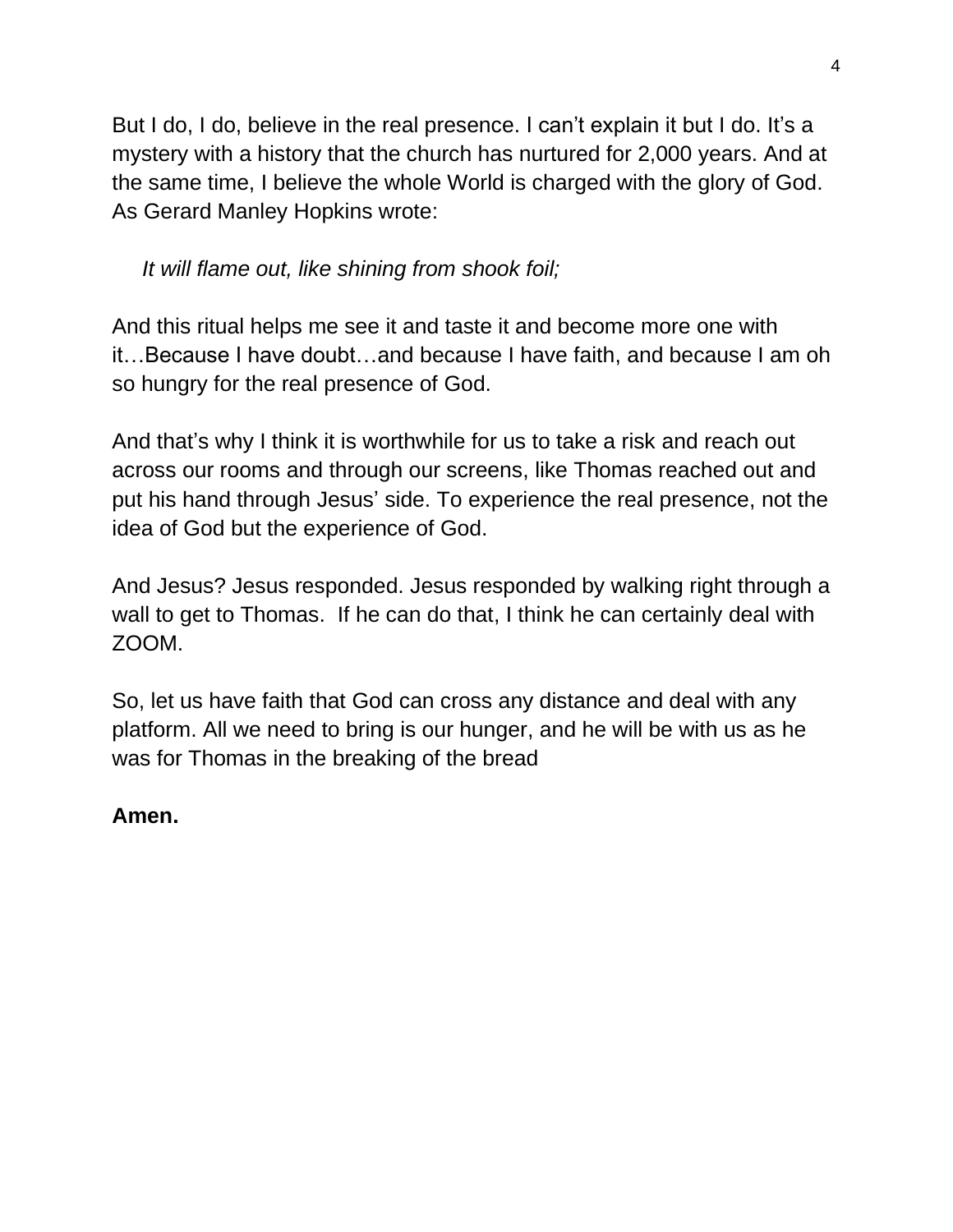But I do, I do, believe in the real presence. I can't explain it but I do. It's a mystery with a history that the church has nurtured for 2,000 years. And at the same time, I believe the whole World is charged with the glory of God. As Gerard Manley Hopkins wrote:

*It will flame out, like shining from shook foil;*

And this ritual helps me see it and taste it and become more one with it…Because I have doubt…and because I have faith, and because I am oh so hungry for the real presence of God.

And that's why I think it is worthwhile for us to take a risk and reach out across our rooms and through our screens, like Thomas reached out and put his hand through Jesus' side. To experience the real presence, not the idea of God but the experience of God.

And Jesus? Jesus responded. Jesus responded by walking right through a wall to get to Thomas. If he can do that, I think he can certainly deal with ZOOM.

So, let us have faith that God can cross any distance and deal with any platform. All we need to bring is our hunger, and he will be with us as he was for Thomas in the breaking of the bread

**Amen.**